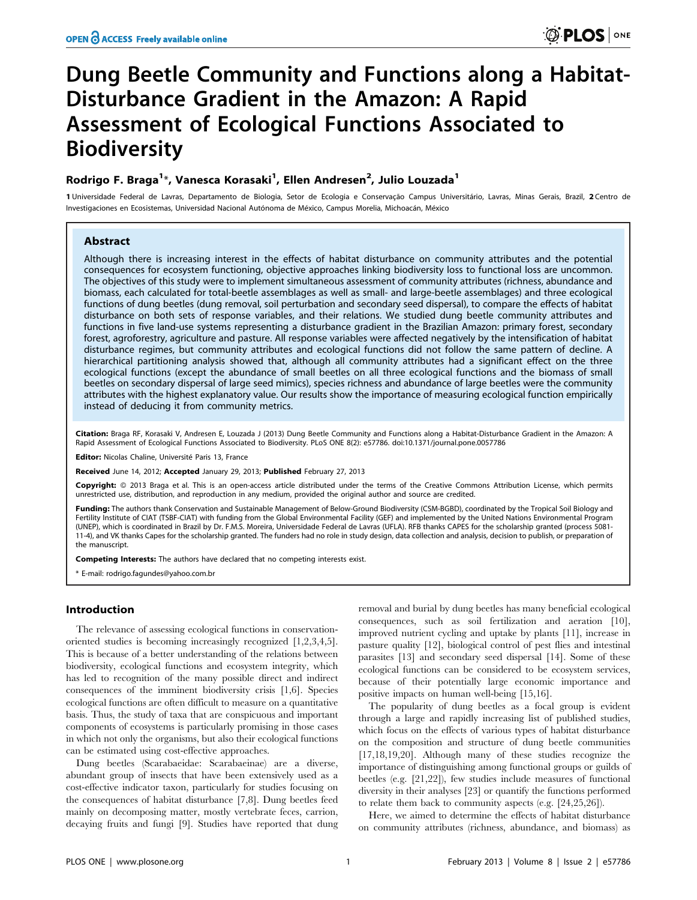# Dung Beetle Community and Functions along a Habitat-Disturbance Gradient in the Amazon: A Rapid Assessment of Ecological Functions Associated to Biodiversity

**Rodrigo F. Braga[1]*, Vanesca Korasaki[1], Ellen Andresen[2], Julio Louzada[1]**

1 Universidade Federal de Lavras, Departamento de Biologia, Setor de Ecologia e Conservação Campus Universitário, Lavras, Minas Gerais, Brazil, 2 Centro de Investigaciones en Ecosistemas, Universidad Nacional Autónoma de México, Campus Morelia, Michoacán, México

## Abstract

Although there is increasing interest in the effects of habitat disturbance on community attributes and the potential consequences for ecosystem functioning, objective approaches linking biodiversity loss to functional loss are uncommon. The objectives of this study were to implement simultaneous assessment of community attributes (richness, abundance and biomass, each calculated for total-beetle assemblages as well as small- and large-beetle assemblages) and three ecological functions of dung beetles (dung removal, soil perturbation and secondary seed dispersal), to compare the effects of habitat disturbance on both sets of response variables, and their relations. We studied dung beetle community attributes and functions in five land-use systems representing a disturbance gradient in the Brazilian Amazon: primary forest, secondary forest, agroforestry, agriculture and pasture. All response variables were affected negatively by the intensification of habitat disturbance regimes, but community attributes and ecological functions did not follow the same pattern of decline. A hierarchical partitioning analysis showed that, although all community attributes had a significant effect on the three ecological functions (except the abundance of small beetles on all three ecological functions and the biomass of small beetles on secondary dispersal of large seed mimics), species richness and abundance of large beetles were the community attributes with the highest explanatory value. Our results show the importance of measuring ecological function empirically instead of deducing it from community metrics.

**Citation:** Braga RF, Korasaki V, Andresen E, Louzada J (2013) Dung Beetle Community and Functions along a Habitat-Disturbance Gradient in the Amazon: A Rapid Assessment of Ecological Functions Associated to Biodiversity. PLoS ONE 8(2): e57786. doi:10.1371/journal.pone.0057786

**Editor:** Nicolas Chaline, Université Paris 13, France

**Received** June 14, 2012; **Accepted** January 29, 2013; **Published** February 27, 2013

**Copyright:** © 2013 Braga et al. This is an open-access article distributed under the terms of the Creative Commons Attribution License, which permits unrestricted use, distribution, and reproduction in any medium, provided the original author and source are credited.

**Funding:** The authors thank Conservation and Sustainable Management of Below-Ground Biodiversity (CSM-BGBD), coordinated by the Tropical Soil Biology and Fertility Institute of CIAT (TSBF-CIAT) with funding from the Global Environmental Facility (GEF) and implemented by the United Nations Environmental Program (UNEP), which is coordinated in Brazil by Dr. F.M.S. Moreira, Universidade Federal de Lavras (UFLA). RFB thanks CAPES for the scholarship granted (process 5081-11-4), and VK thanks Capes for the scholarship granted. The funders had no role in study design, data collection and analysis, decision to publish, or preparation of the manuscript.

**Competing Interests:** The authors have declared that no competing interests exist.

* E-mail: rodrigo.fagundes@yahoo.com.br

## Introduction

The relevance of assessing ecological functions in conservation-oriented studies is becoming increasingly recognized [1,2,3,4,5]. This is because of a better understanding of the relations between biodiversity, ecological functions and ecosystem integrity, which has led to recognition of the many possible direct and indirect consequences of the imminent biodiversity crisis [1,6]. Species ecological functions are often difficult to measure on a quantitative basis. Thus, the study of taxa that are conspicuous and important components of ecosystems is particularly promising in those cases in which not only the organisms, but also their ecological functions can be estimated using cost-effective approaches.

Dung beetles (Scarabaeidae: Scarabaeinae) are a diverse, abundant group of insects that have been extensively used as a cost-effective indicator taxon, particularly for studies focusing on the consequences of habitat disturbance [7,8]. Dung beetles feed mainly on decomposing matter, mostly vertebrate feces, carrion, decaying fruits and fungi [9]. Studies have reported that dung removal and burial by dung beetles has many beneficial ecological consequences, such as soil fertilization and aeration [10], improved nutrient cycling and uptake by plants [11], increase in pasture quality [12], biological control of pest flies and intestinal parasites [13] and secondary seed dispersal [14]. Some of these ecological functions can be considered to be ecosystem services, because of their potentially large economic importance and positive impacts on human well-being [15,16].

The popularity of dung beetles as a focal group is evident through a large and rapidly increasing list of published studies, which focus on the effects of various types of habitat disturbance on the composition and structure of dung beetle communities [17,18,19,20]. Although many of these studies recognize the importance of distinguishing among functional groups or guilds of beetles (e.g. [21,22]), few studies include measures of functional diversity in their analyses [23] or quantify the functions performed to relate them back to community aspects (e.g. [24,25,26]).

Here, we aimed to determine the effects of habitat disturbance on community attributes (richness, abundance, and biomass) as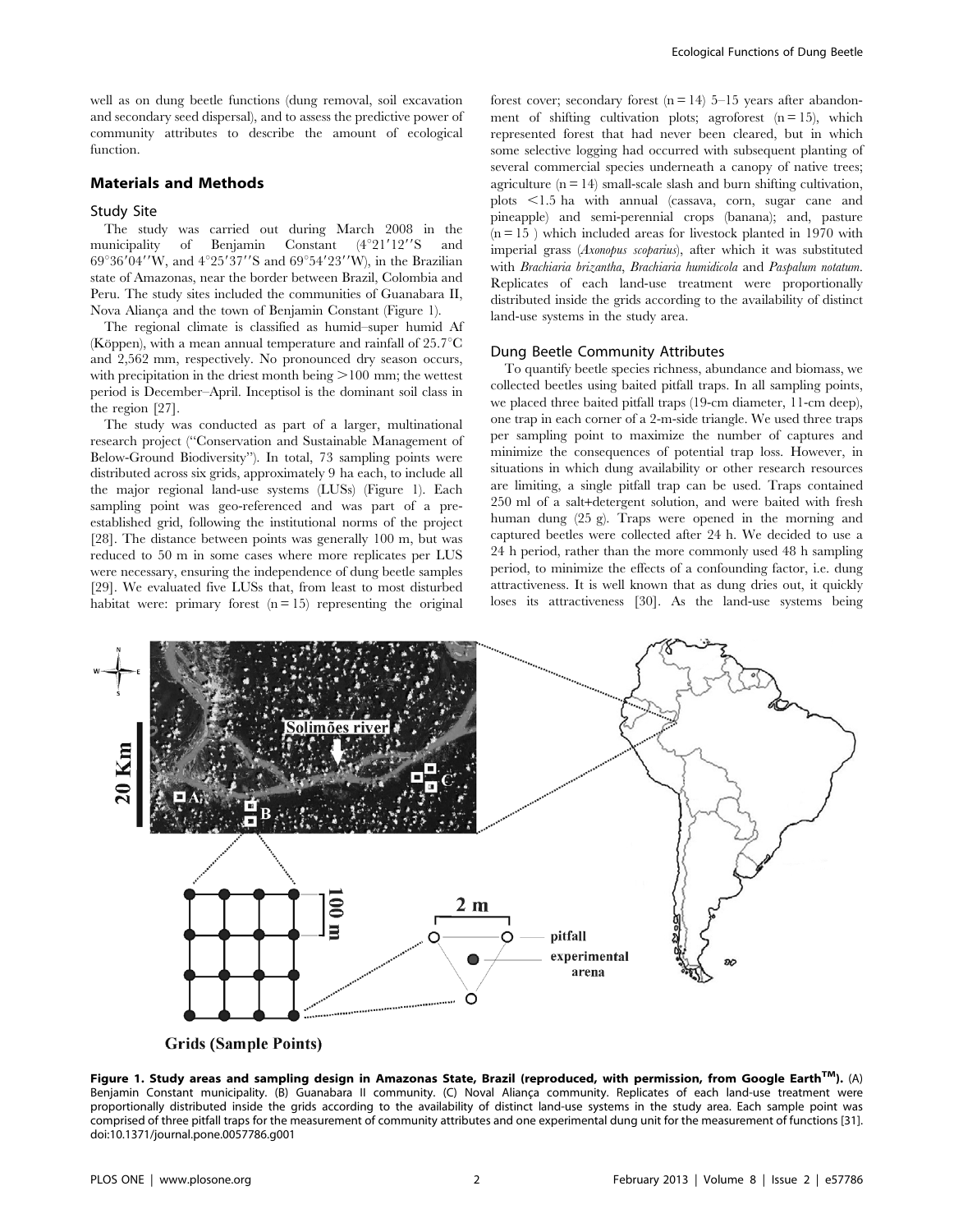well as on dung beetle functions (dung removal, soil excavation and secondary seed dispersal), and to assess the predictive power of community attributes to describe the amount of ecological function.

## Materials and Methods

### Study Site

The study was carried out during March 2008 in the municipality of Benjamin Constant (4°21′12′′S and 69°36′04′′W, and 4°25′37′′S and 69°54′23′′W), in the Brazilian state of Amazonas, near the border between Brazil, Colombia and Peru. The study sites included the communities of Guanabara II, Nova Aliança and the town of Benjamin Constant (Figure 1).

The regional climate is classified as humid–super humid Af (Köppen), with a mean annual temperature and rainfall of 25.7°C and 2,562 mm, respectively. No pronounced dry season occurs, with precipitation in the driest month being >100 mm; the wettest period is December–April. Inceptisol is the dominant soil class in the region [27].

The study was conducted as part of a larger, multinational research project ("Conservation and Sustainable Management of Below-Ground Biodiversity"). In total, 73 sampling points were distributed across six grids, approximately 9 ha each, to include all the major regional land-use systems (LUSs) (Figure 1). Each sampling point was geo-referenced and was part of a pre-established grid, following the institutional norms of the project [28]. The distance between points was generally 100 m, but was reduced to 50 m in some cases where more replicates per LUS were necessary, ensuring the independence of dung beetle samples [29]. We evaluated five LUSs that, from least to most disturbed habitat were: primary forest (n = 15) representing the original forest cover; secondary forest (n = 14) 5–15 years after abandonment of shifting cultivation plots; agroforest (n = 15), which represented forest that had never been cleared, but in which some selective logging had occurred with subsequent planting of several commercial species underneath a canopy of native trees; agriculture (n = 14) small-scale slash and burn shifting cultivation, plots <1.5 ha with annual (cassava, corn, sugar cane and pineapple) and semi-perennial crops (banana); and, pasture (n = 15 ) which included areas for livestock planted in 1970 with imperial grass (*Axonopus scoparius*), after which it was substituted with *Brachiaria brizantha*, *Brachiaria humidicola* and *Paspalum notatum*. Replicates of each land-use treatment were proportionally distributed inside the grids according to the availability of distinct land-use systems in the study area.

### Dung Beetle Community Attributes

To quantify beetle species richness, abundance and biomass, we collected beetles using baited pitfall traps. In all sampling points, we placed three baited pitfall traps (19-cm diameter, 11-cm deep), one trap in each corner of a 2-m-side triangle. We used three traps per sampling point to maximize the number of captures and minimize the consequences of potential trap loss. However, in situations in which dung availability or other research resources are limiting, a single pitfall trap can be used. Traps contained 250 ml of a salt+detergent solution, and were baited with fresh human dung (25 g). Traps were opened in the morning and captured beetles were collected after 24 h. We decided to use a 24 h period, rather than the more commonly used 48 h sampling period, to minimize the effects of a confounding factor, i.e. dung attractiveness. It is well known that as dung dries out, it quickly loses its attractiveness [30]. As the land-use systems being

**Figure 1. Study areas and sampling design in Amazonas State, Brazil (reproduced, with permission, from Google Earth™).** (A) Benjamin Constant municipality. (B) Guanabara II community. (C) Noval Aliança community. Replicates of each land-use treatment were proportionally distributed inside the grids according to the availability of distinct land-use systems in the study area. Each sample point was comprised of three pitfall traps for the measurement of community attributes and one experimental dung unit for the measurement of functions [31]. doi:10.1371/journal.pone.0057786.g001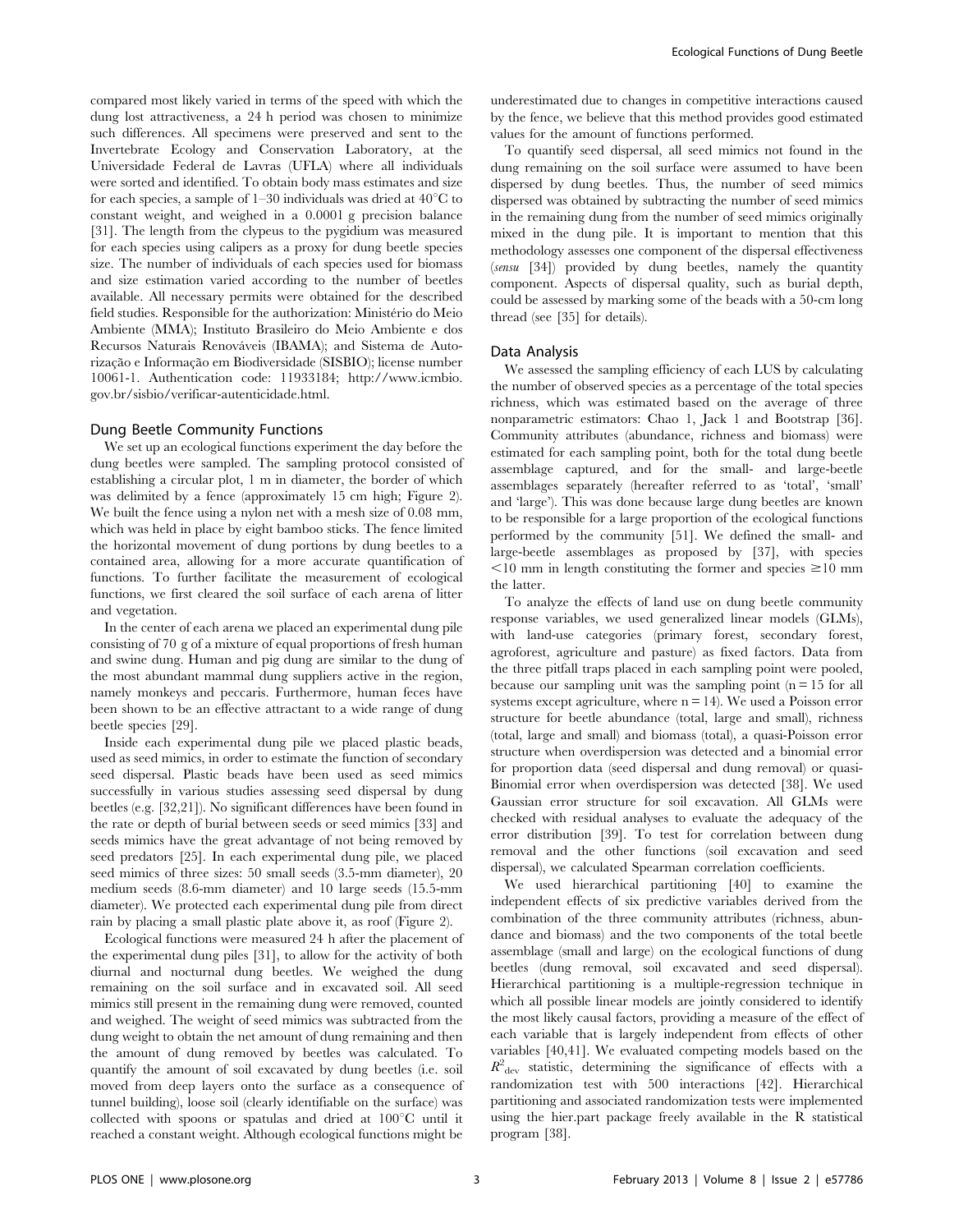compared most likely varied in terms of the speed with which the dung lost attractiveness, a 24 h period was chosen to minimize such differences. All specimens were preserved and sent to the Invertebrate Ecology and Conservation Laboratory, at the Universidade Federal de Lavras (UFLA) where all individuals were sorted and identified. To obtain body mass estimates and size for each species, a sample of 1–30 individuals was dried at 40°C to constant weight, and weighed in a 0.0001 g precision balance [31]. The length from the clypeus to the pygidium was measured for each species using calipers as a proxy for dung beetle species size. The number of individuals of each species used for biomass and size estimation varied according to the number of beetles available. All necessary permits were obtained for the described field studies. Responsible for the authorization: Ministério do Meio Ambiente (MMA); Instituto Brasileiro do Meio Ambiente e dos Recursos Naturais Renováveis (IBAMA); and Sistema de Autorização e Informação em Biodiversidade (SISBIO); license number 10061-1. Authentication code: 11933184; http://www.icmbio.gov.br/sisbio/verificar-autenticidade.html.

### Dung Beetle Community Functions

We set up an ecological functions experiment the day before the dung beetles were sampled. The sampling protocol consisted of establishing a circular plot, 1 m in diameter, the border of which was delimited by a fence (approximately 15 cm high; Figure 2). We built the fence using a nylon net with a mesh size of 0.08 mm, which was held in place by eight bamboo sticks. The fence limited the horizontal movement of dung portions by dung beetles to a contained area, allowing for a more accurate quantification of functions. To further facilitate the measurement of ecological functions, we first cleared the soil surface of each arena of litter and vegetation.

In the center of each arena we placed an experimental dung pile consisting of 70 g of a mixture of equal proportions of fresh human and swine dung. Human and pig dung are similar to the dung of the most abundant mammal dung suppliers active in the region, namely monkeys and peccaris. Furthermore, human feces have been shown to be an effective attractant to a wide range of dung beetle species [29].

Inside each experimental dung pile we placed plastic beads, used as seed mimics, in order to estimate the function of secondary seed dispersal. Plastic beads have been used as seed mimics successfully in various studies assessing seed dispersal by dung beetles (e.g. [32,21]). No significant differences have been found in the rate or depth of burial between seeds or seed mimics [33] and seeds mimics have the great advantage of not being removed by seed predators [25]. In each experimental dung pile, we placed seed mimics of three sizes: 50 small seeds (3.5-mm diameter), 20 medium seeds (8.6-mm diameter) and 10 large seeds (15.5-mm diameter). We protected each experimental dung pile from direct rain by placing a small plastic plate above it, as roof (Figure 2).

Ecological functions were measured 24 h after the placement of the experimental dung piles [31], to allow for the activity of both diurnal and nocturnal dung beetles. We weighed the dung remaining on the soil surface and in excavated soil. All seed mimics still present in the remaining dung were removed, counted and weighed. The weight of seed mimics was subtracted from the dung weight to obtain the net amount of dung remaining and then the amount of dung removed by beetles was calculated. To quantify the amount of soil excavated by dung beetles (i.e. soil moved from deep layers onto the surface as a consequence of tunnel building), loose soil (clearly identifiable on the surface) was collected with spoons or spatulas and dried at 100°C until it reached a constant weight. Although ecological functions might be underestimated due to changes in competitive interactions caused by the fence, we believe that this method provides good estimated values for the amount of functions performed.

To quantify seed dispersal, all seed mimics not found in the dung remaining on the soil surface were assumed to have been dispersed by dung beetles. Thus, the number of seed mimics dispersed was obtained by subtracting the number of seed mimics in the remaining dung from the number of seed mimics originally mixed in the dung pile. It is important to mention that this methodology assesses one component of the dispersal effectiveness (*sensu* [34]) provided by dung beetles, namely the quantity component. Aspects of dispersal quality, such as burial depth, could be assessed by marking some of the beads with a 50-cm long thread (see [35] for details).

### Data Analysis

We assessed the sampling efficiency of each LUS by calculating the number of observed species as a percentage of the total species richness, which was estimated based on the average of three nonparametric estimators: Chao 1, Jack 1 and Bootstrap [36]. Community attributes (abundance, richness and biomass) were estimated for each sampling point, both for the total dung beetle assemblage captured, and for the small- and large-beetle assemblages separately (hereafter referred to as 'total', 'small' and 'large'). This was done because large dung beetles are known to be responsible for a large proportion of the ecological functions performed by the community [51]. We defined the small- and large-beetle assemblages as proposed by [37], with species <10 mm in length constituting the former and species ≥10 mm the latter.

To analyze the effects of land use on dung beetle community response variables, we used generalized linear models (GLMs), with land-use categories (primary forest, secondary forest, agroforest, agriculture and pasture) as fixed factors. Data from the three pitfall traps placed in each sampling point were pooled, because our sampling unit was the sampling point ($n = 15$ for all systems except agriculture, where $n = 14$). We used a Poisson error structure for beetle abundance (total, large and small), richness (total, large and small) and biomass (total), a quasi-Poisson error structure when overdispersion was detected and a binomial error for proportion data (seed dispersal and dung removal) or quasi-Binomial error when overdispersion was detected [38]. We used Gaussian error structure for soil excavation. All GLMs were checked with residual analyses to evaluate the adequacy of the error distribution [39]. To test for correlation between dung removal and the other functions (soil excavation and seed dispersal), we calculated Spearman correlation coefficients.

We used hierarchical partitioning [40] to examine the independent effects of six predictive variables derived from the combination of the three community attributes (richness, abundance and biomass) and the two components of the total beetle assemblage (small and large) on the ecological functions of dung beetles (dung removal, soil excavated and seed dispersal). Hierarchical partitioning is a multiple-regression technique in which all possible linear models are jointly considered to identify the most likely causal factors, providing a measure of the effect of each variable that is largely independent from effects of other variables [40,41]. We evaluated competing models based on the $R^2_{\mathrm{dev}}$ statistic, determining the significance of effects with a randomization test with 500 interactions [42]. Hierarchical partitioning and associated randomization tests were implemented using the hier.part package freely available in the R statistical program [38].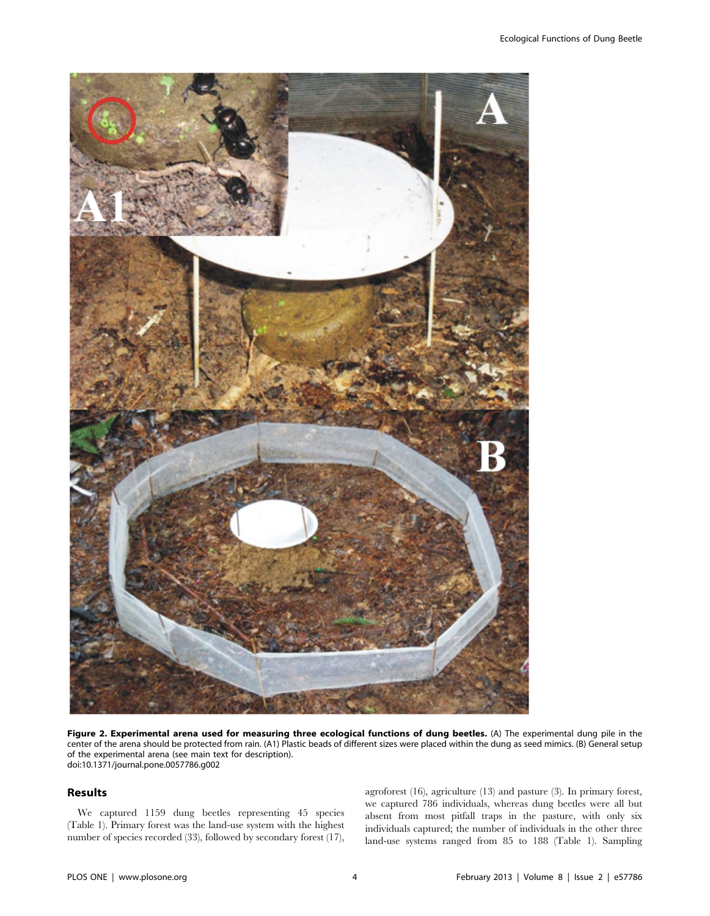**Figure 2. Experimental arena used for measuring three ecological functions of dung beetles.** (A) The experimental dung pile in the center of the arena should be protected from rain. (A1) Plastic beads of different sizes were placed within the dung as seed mimics. (B) General setup of the experimental arena (see main text for description).
doi:10.1371/journal.pone.0057786.g002

## Results

We captured 1159 dung beetles representing 45 species (Table 1). Primary forest was the land-use system with the highest number of species recorded (33), followed by secondary forest (17), agroforest (16), agriculture (13) and pasture (3). In primary forest, we captured 786 individuals, whereas dung beetles were all but absent from most pitfall traps in the pasture, with only six individuals captured; the number of individuals in the other three land-use systems ranged from 85 to 188 (Table 1). Sampling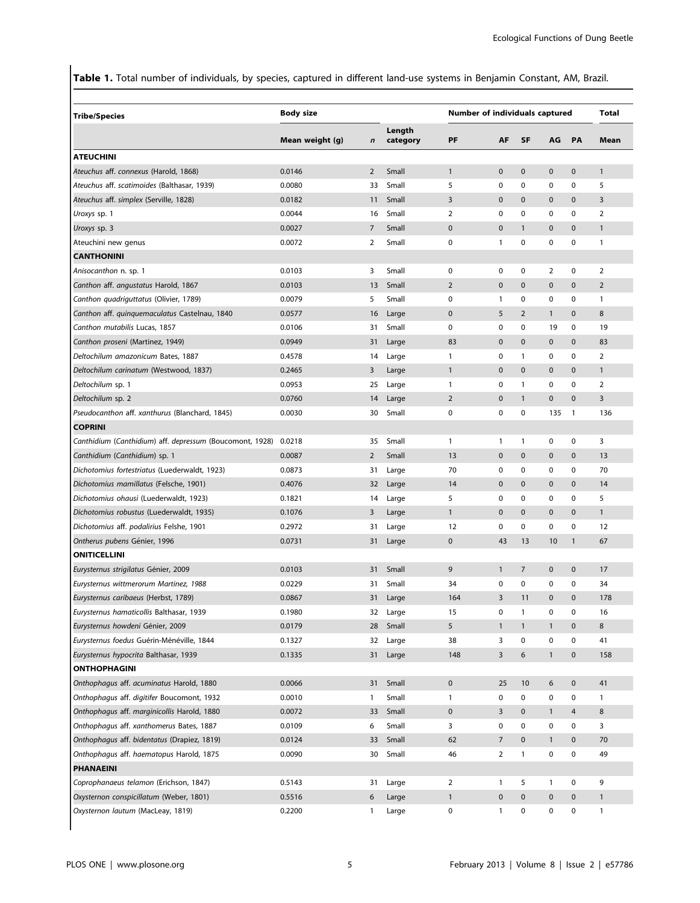**Table 1.** Total number of individuals, by species, captured in different land-use systems in Benjamin Constant, AM, Brazil.

| Tribe/Species | Body size | | | Number of individuals captured | | | | | Total |
|---|---|---|---|---|---|---|---|---|---|
| | Mean weight (g) | *n* | Length category | PF | AF | SF | AG | PA | Mean |
| **ATEUCHINI** | | | | | | | | | |
| *Ateuchus* aff. *connexus* (Harold, 1868) | 0.0146 | 2 | Small | 1 | 0 | 0 | 0 | 0 | 1 |
| *Ateuchus* aff. *scatimoides* (Balthasar, 1939) | 0.0080 | 33 | Small | 5 | 0 | 0 | 0 | 0 | 5 |
| *Ateuchus* aff. *simplex* (Serville, 1828) | 0.0182 | 11 | Small | 3 | 0 | 0 | 0 | 0 | 3 |
| *Uroxys* sp. 1 | 0.0044 | 16 | Small | 2 | 0 | 0 | 0 | 0 | 2 |
| *Uroxys* sp. 3 | 0.0027 | 7 | Small | 0 | 0 | 1 | 0 | 0 | 1 |
| Ateuchini new genus | 0.0072 | 2 | Small | 0 | 1 | 0 | 0 | 0 | 1 |
| **CANTHONINI** | | | | | | | | | |
| *Anisocanthon* n. sp. 1 | 0.0103 | 3 | Small | 0 | 0 | 0 | 2 | 0 | 2 |
| *Canthon* aff. *angustatus* Harold, 1867 | 0.0103 | 13 | Small | 2 | 0 | 0 | 0 | 0 | 2 |
| *Canthon quadriguttatus* (Olivier, 1789) | 0.0079 | 5 | Small | 0 | 1 | 0 | 0 | 0 | 1 |
| *Canthon* aff. *quinquemaculatus* Castelnau, 1840 | 0.0577 | 16 | Large | 0 | 5 | 2 | 1 | 0 | 8 |
| *Canthon mutabilis* Lucas, 1857 | 0.0106 | 31 | Small | 0 | 0 | 0 | 19 | 0 | 19 |
| *Canthon proseni* (Martinez, 1949) | 0.0949 | 31 | Large | 83 | 0 | 0 | 0 | 0 | 83 |
| *Deltochilum amazonicum* Bates, 1887 | 0.4578 | 14 | Large | 1 | 0 | 1 | 0 | 0 | 2 |
| *Deltochilum carinatum* (Westwood, 1837) | 0.2465 | 3 | Large | 1 | 0 | 0 | 0 | 0 | 1 |
| *Deltochilum* sp. 1 | 0.0953 | 25 | Large | 1 | 0 | 1 | 0 | 0 | 2 |
| *Deltochilum* sp. 2 | 0.0760 | 14 | Large | 2 | 0 | 1 | 0 | 0 | 3 |
| *Pseudocanthon* aff. *xanthurus* (Blanchard, 1845) | 0.0030 | 30 | Small | 0 | 0 | 0 | 135 | 1 | 136 |
| **COPRINI** | | | | | | | | | |
| *Canthidium* (*Canthidium*) aff. *depressum* (Boucomont, 1928) | 0.0218 | 35 | Small | 1 | 1 | 1 | 0 | 0 | 3 |
| *Canthidium* (*Canthidium*) sp. 1 | 0.0087 | 2 | Small | 13 | 0 | 0 | 0 | 0 | 13 |
| *Dichotomius fortestriatus* (Luederwaldt, 1923) | 0.0873 | 31 | Large | 70 | 0 | 0 | 0 | 0 | 70 |
| *Dichotomius mamillatus* (Felsche, 1901) | 0.4076 | 32 | Large | 14 | 0 | 0 | 0 | 0 | 14 |
| *Dichotomius ohausi* (Luederwaldt, 1923) | 0.1821 | 14 | Large | 5 | 0 | 0 | 0 | 0 | 5 |
| *Dichotomius robustus* (Luederwaldt, 1935) | 0.1076 | 3 | Large | 1 | 0 | 0 | 0 | 0 | 1 |
| *Dichotomius* aff. *podalirius* Felshe, 1901 | 0.2972 | 31 | Large | 12 | 0 | 0 | 0 | 0 | 12 |
| *Ontherus pubens* Génier, 1996 | 0.0731 | 31 | Large | 0 | 43 | 13 | 10 | 1 | 67 |
| **ONITICELLINI** | | | | | | | | | |
| *Eurysternus strigilatus* Génier, 2009 | 0.0103 | 31 | Small | 9 | 1 | 7 | 0 | 0 | 17 |
| *Eurysternus wittmerorum Martinez, 1988* | 0.0229 | 31 | Small | 34 | 0 | 0 | 0 | 0 | 34 |
| *Eurysternus caribaeus* (Herbst, 1789) | 0.0867 | 31 | Large | 164 | 3 | 11 | 0 | 0 | 178 |
| *Eurysternus hamaticollis* Balthasar, 1939 | 0.1980 | 32 | Large | 15 | 0 | 1 | 0 | 0 | 16 |
| *Eurysternus howdeni* Génier, 2009 | 0.0179 | 28 | Small | 5 | 1 | 1 | 1 | 0 | 8 |
| *Eurysternus foedus* Guérin-Méneville, 1844 | 0.1327 | 32 | Large | 38 | 3 | 0 | 0 | 0 | 41 |
| *Eurysternus hypocrita* Balthasar, 1939 | 0.1335 | 31 | Large | 148 | 3 | 6 | 1 | 0 | 158 |
| **ONTHOPHAGINI** | | | | | | | | | |
| *Onthophagus* aff. *acuminatus* Harold, 1880 | 0.0066 | 31 | Small | 0 | 25 | 10 | 6 | 0 | 41 |
| *Onthophagus* aff. *digitifer* Boucomont, 1932 | 0.0010 | 1 | Small | 1 | 0 | 0 | 0 | 0 | 1 |
| *Onthophagus* aff. *marginicollis* Harold, 1880 | 0.0072 | 33 | Small | 0 | 3 | 0 | 1 | 4 | 8 |
| *Onthophagus* aff. *xanthomerus* Bates, 1887 | 0.0109 | 6 | Small | 3 | 0 | 0 | 0 | 0 | 3 |
| *Onthophagus* aff. *bidentatus* (Drapiez, 1819) | 0.0124 | 33 | Small | 62 | 7 | 0 | 1 | 0 | 70 |
| *Onthophagus* aff. *haematopus* Harold, 1875 | 0.0090 | 30 | Small | 46 | 2 | 1 | 0 | 0 | 49 |
| **PHANAEINI** | | | | | | | | | |
| *Coprophanaeus telamon* (Erichson, 1847) | 0.5143 | 31 | Large | 2 | 1 | 5 | 1 | 0 | 9 |
| *Oxysternon conspicillatum* (Weber, 1801) | 0.5516 | 6 | Large | 1 | 0 | 0 | 0 | 0 | 1 |
| *Oxysternon lautum* (MacLeay, 1819) | 0.2200 | 1 | Large | 0 | 1 | 0 | 0 | 0 | 1 |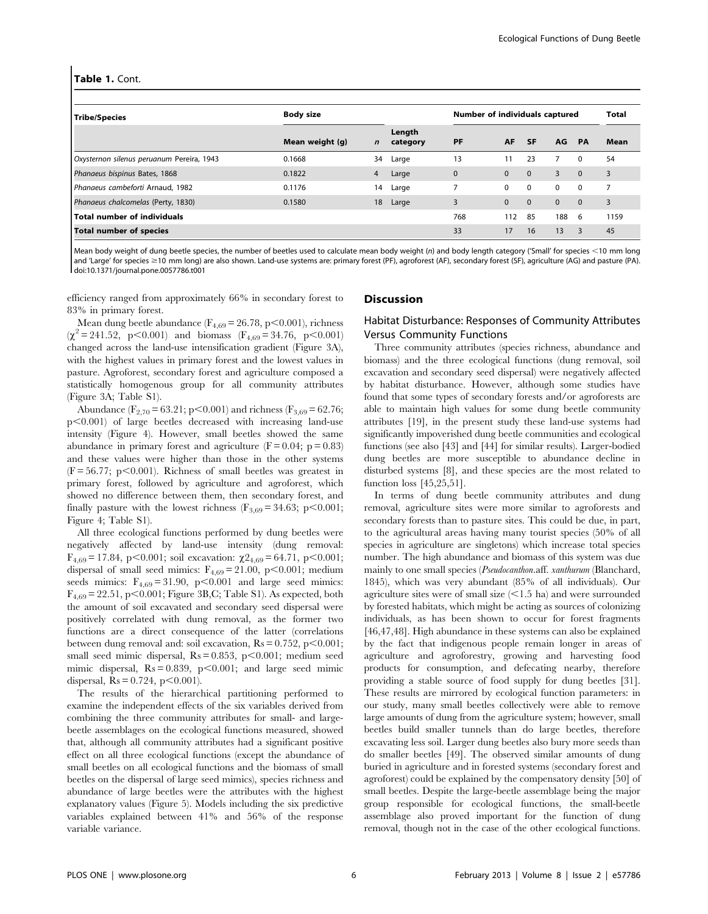**Table 1.** Cont.

| Tribe/Species | Body size | | | Number of individuals captured | | | | | Total |
|---|---|---|---|---|---|---|---|---|---|
| | Mean weight (g) | *n* | Length category | PF | AF | SF | AG | PA | Mean |
| *Oxysternon silenus peruanum* Pereira, 1943 | 0.1668 | 34 | Large | 13 | 11 | 23 | 7 | 0 | 54 |
| *Phanaeus bispinus* Bates, 1868 | 0.1822 | 4 | Large | 0 | 0 | 0 | 3 | 0 | 3 |
| *Phanaeus cambeforti* Arnaud, 1982 | 0.1176 | 14 | Large | 7 | 0 | 0 | 0 | 0 | 7 |
| *Phanaeus chalcomelas* (Perty, 1830) | 0.1580 | 18 | Large | 3 | 0 | 0 | 0 | 0 | 3 |
| **Total number of individuals** | | | | 768 | 112 | 85 | 188 | 6 | 1159 |
| **Total number of species** | | | | 33 | 17 | 16 | 13 | 3 | 45 |

Mean body weight of dung beetle species, the number of beetles used to calculate mean body weight (*n*) and body length category ('Small' for species <10 mm long and 'Large' for species ≥10 mm long) are also shown. Land-use systems are: primary forest (PF), agroforest (AF), secondary forest (SF), agriculture (AG) and pasture (PA).
doi:10.1371/journal.pone.0057786.t001

efficiency ranged from approximately 66% in secondary forest to 83% in primary forest.

Mean dung beetle abundance ($F_{4,69} = 26.78$, $p<0.001$), richness ($\chi^2 = 241.52$, $p<0.001$) and biomass ($F_{4,69} = 34.76$, $p<0.001$) changed across the land-use intensification gradient (Figure 3A), with the highest values in primary forest and the lowest values in pasture. Agroforest, secondary forest and agriculture composed a statistically homogenous group for all community attributes (Figure 3A; Table S1).

Abundance ($F_{2,70} = 63.21$; $p<0.001$) and richness ($F_{3,69} = 62.76$; $p<0.001$) of large beetles decreased with increasing land-use intensity (Figure 4). However, small beetles showed the same abundance in primary forest and agriculture ($F = 0.04$; $p = 0.83$) and these values were higher than those in the other systems ($F = 56.77$; $p<0.001$). Richness of small beetles was greatest in primary forest, followed by agriculture and agroforest, which showed no difference between them, then secondary forest, and finally pasture with the lowest richness ($F_{3,69} = 34.63$; $p<0.001$; Figure 4; Table S1).

All three ecological functions performed by dung beetles were negatively affected by land-use intensity (dung removal: $F_{4,69} = 17.84$, $p<0.001$; soil excavation: $\chi2_{4,69} = 64.71$, $p<0.001$; dispersal of small seed mimics: $F_{4,69} = 21.00$, $p<0.001$; medium seeds mimics: $F_{4,69} = 31.90$, $p<0.001$ and large seed mimics: $F_{4,69} = 22.51$, $p<0.001$; Figure 3B,C; Table S1). As expected, both the amount of soil excavated and secondary seed dispersal were positively correlated with dung removal, as the former two functions are a direct consequence of the latter (correlations between dung removal and: soil excavation, $Rs = 0.752$, $p<0.001$; small seed mimic dispersal, $Rs = 0.853$, $p<0.001$; medium seed mimic dispersal, $Rs = 0.839$, $p<0.001$; and large seed mimic dispersal, $Rs = 0.724$, $p<0.001$).

The results of the hierarchical partitioning performed to examine the independent effects of the six variables derived from combining the three community attributes for small- and large-beetle assemblages on the ecological functions measured, showed that, although all community attributes had a significant positive effect on all three ecological functions (except the abundance of small beetles on all ecological functions and the biomass of small beetles on the dispersal of large seed mimics), species richness and abundance of large beetles were the attributes with the highest explanatory values (Figure 5). Models including the six predictive variables explained between 41% and 56% of the response variable variance.

## Discussion

### Habitat Disturbance: Responses of Community Attributes Versus Community Functions

Three community attributes (species richness, abundance and biomass) and the three ecological functions (dung removal, soil excavation and secondary seed dispersal) were negatively affected by habitat disturbance. However, although some studies have found that some types of secondary forests and/or agroforests are able to maintain high values for some dung beetle community attributes [19], in the present study these land-use systems had significantly impoverished dung beetle communities and ecological functions (see also [43] and [44] for similar results). Larger-bodied dung beetles are more susceptible to abundance decline in disturbed systems [8], and these species are the most related to function loss [45,25,51].

In terms of dung beetle community attributes and dung removal, agriculture sites were more similar to agroforests and secondary forests than to pasture sites. This could be due, in part, to the agricultural areas having many tourist species (50% of all species in agriculture are singletons) which increase total species number. The high abundance and biomass of this system was due mainly to one small species (*Pseudocanthon*.aff. *xanthurum* (Blanchard, 1845), which was very abundant (85% of all individuals). Our agriculture sites were of small size (<1.5 ha) and were surrounded by forested habitats, which might be acting as sources of colonizing individuals, as has been shown to occur for forest fragments [46,47,48]. High abundance in these systems can also be explained by the fact that indigenous people remain longer in areas of agriculture and agroforestry, growing and harvesting food products for consumption, and defecating nearby, therefore providing a stable source of food supply for dung beetles [31]. These results are mirrored by ecological function parameters: in our study, many small beetles collectively were able to remove large amounts of dung from the agriculture system; however, small beetles build smaller tunnels than do large beetles, therefore excavating less soil. Larger dung beetles also bury more seeds than do smaller beetles [49]. The observed similar amounts of dung buried in agriculture and in forested systems (secondary forest and agroforest) could be explained by the compensatory density [50] of small beetles. Despite the large-beetle assemblage being the major group responsible for ecological functions, the small-beetle assemblage also proved important for the function of dung removal, though not in the case of the other ecological functions.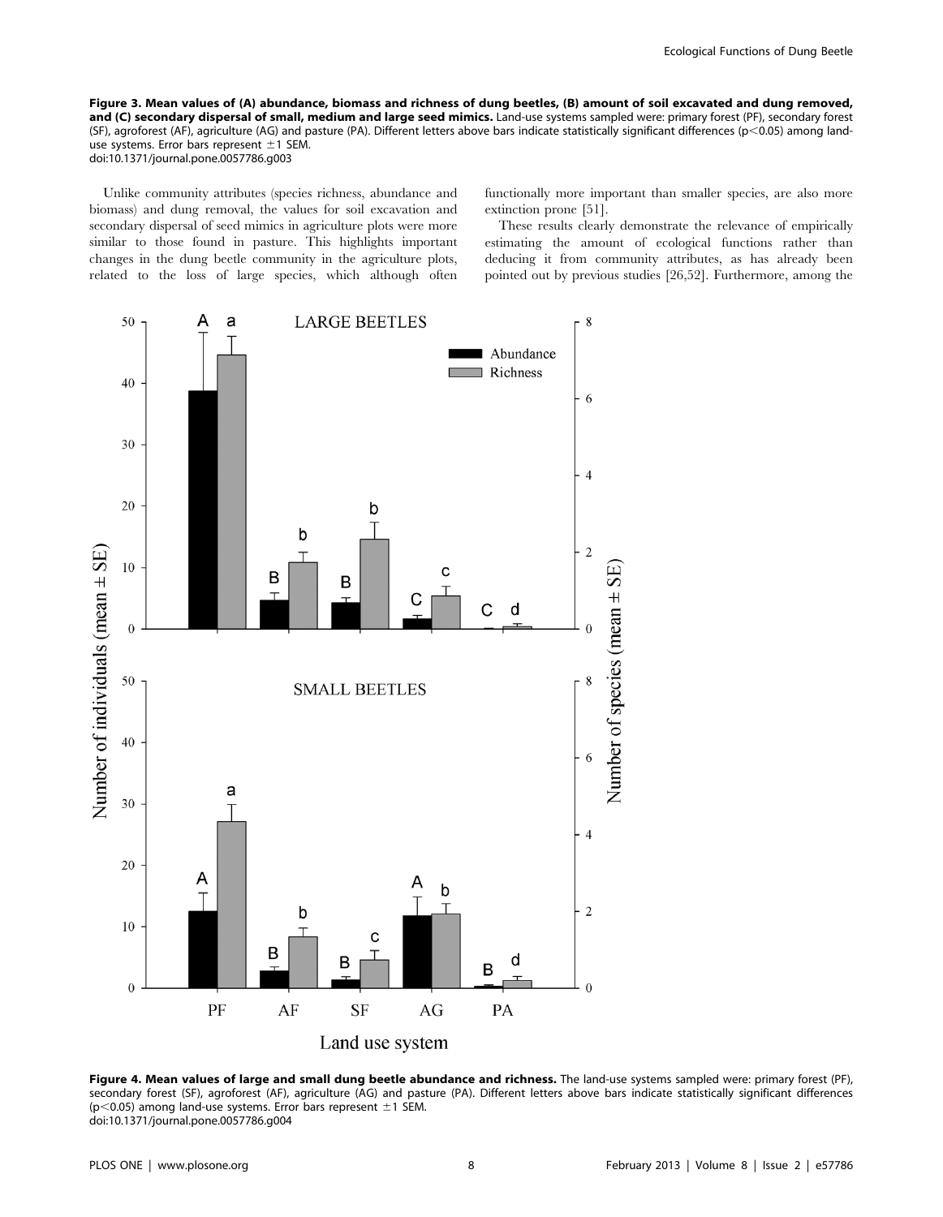**Figure 3. Mean values of (A) abundance, biomass and richness of dung beetles, (B) amount of soil excavated and dung removed, and (C) secondary dispersal of small, medium and large seed mimics.** Land-use systems sampled were: primary forest (PF), secondary forest (SF), agroforest (AF), agriculture (AG) and pasture (PA). Different letters above bars indicate statistically significant differences ($p<0.05$) among land-use systems. Error bars represent ±1 SEM.
doi:10.1371/journal.pone.0057786.g003

Unlike community attributes (species richness, abundance and biomass) and dung removal, the values for soil excavation and secondary dispersal of seed mimics in agriculture plots were more similar to those found in pasture. This highlights important changes in the dung beetle community in the agriculture plots, related to the loss of large species, which although often functionally more important than smaller species, are also more extinction prone [51].

These results clearly demonstrate the relevance of empirically estimating the amount of ecological functions rather than deducing it from community attributes, as has already been pointed out by previous studies [26,52]. Furthermore, among the

**Figure 4. Mean values of large and small dung beetle abundance and richness.** The land-use systems sampled were: primary forest (PF), secondary forest (SF), agroforest (AF), agriculture (AG) and pasture (PA). Different letters above bars indicate statistically significant differences ($p<0.05$) among land-use systems. Error bars represent ±1 SEM.
doi:10.1371/journal.pone.0057786.g004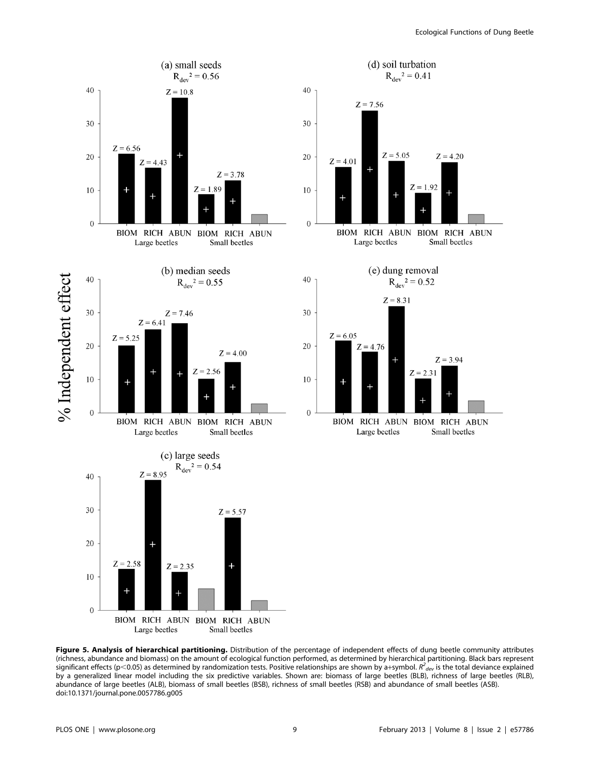**Figure 5. Analysis of hierarchical partitioning.** Distribution of the percentage of independent effects of dung beetle community attributes (richness, abundance and biomass) on the amount of ecological function performed, as determined by hierarchical partitioning. Black bars represent significant effects ($p<0.05$) as determined by randomization tests. Positive relationships are shown by a+symbol. $R^2_{dev}$ is the total deviance explained by a generalized linear model including the six predictive variables. Shown are: biomass of large beetles (BLB), richness of large beetles (RLB), abundance of large beetles (ALB), biomass of small beetles (BSB), richness of small beetles (RSB) and abundance of small beetles (ASB). doi:10.1371/journal.pone.0057786.g005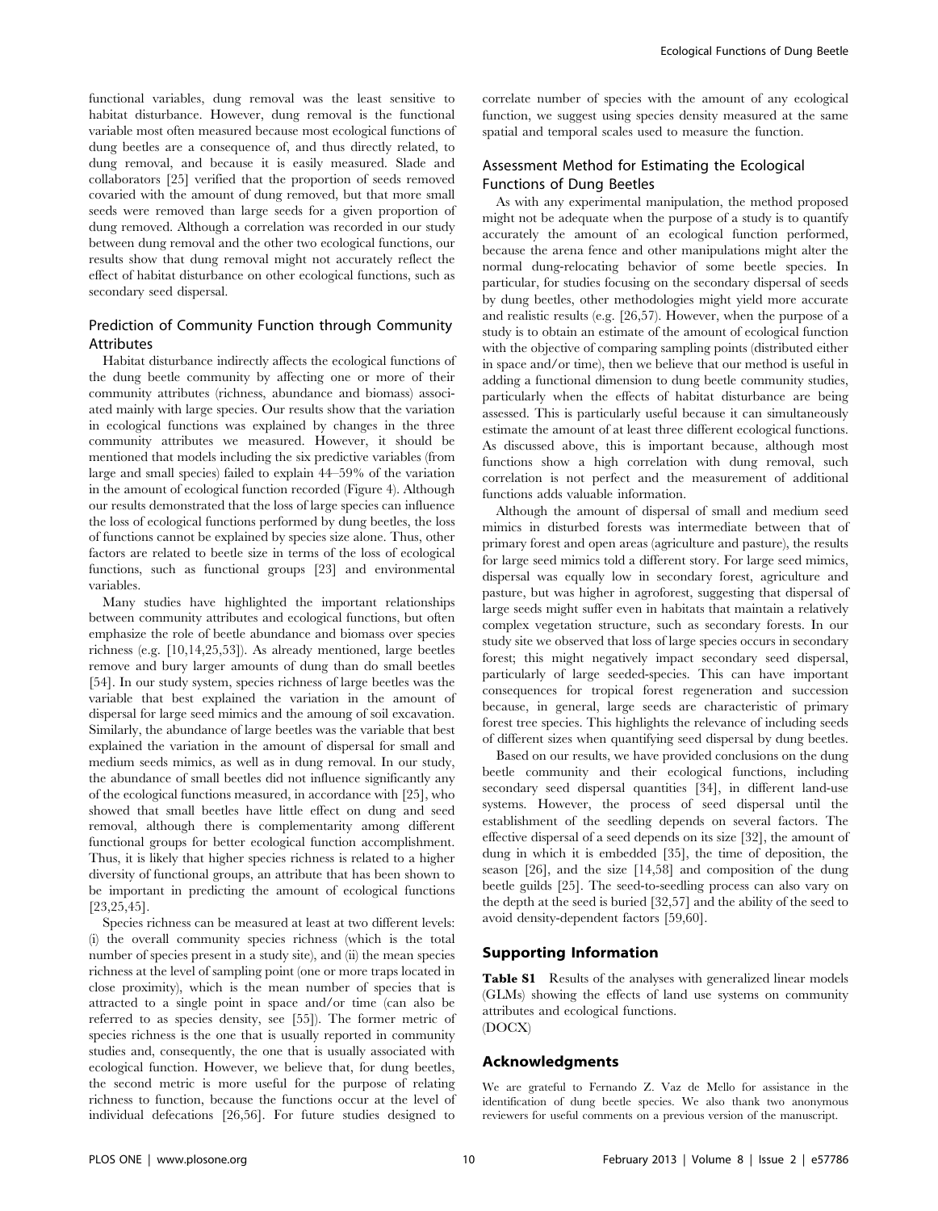functional variables, dung removal was the least sensitive to habitat disturbance. However, dung removal is the functional variable most often measured because most ecological functions of dung beetles are a consequence of, and thus directly related, to dung removal, and because it is easily measured. Slade and collaborators [25] verified that the proportion of seeds removed covaried with the amount of dung removed, but that more small seeds were removed than large seeds for a given proportion of dung removed. Although a correlation was recorded in our study between dung removal and the other two ecological functions, our results show that dung removal might not accurately reflect the effect of habitat disturbance on other ecological functions, such as secondary seed dispersal.

### Prediction of Community Function through Community Attributes

Habitat disturbance indirectly affects the ecological functions of the dung beetle community by affecting one or more of their community attributes (richness, abundance and biomass) associated mainly with large species. Our results show that the variation in ecological functions was explained by changes in the three community attributes we measured. However, it should be mentioned that models including the six predictive variables (from large and small species) failed to explain 44–59% of the variation in the amount of ecological function recorded (Figure 4). Although our results demonstrated that the loss of large species can influence the loss of ecological functions performed by dung beetles, the loss of functions cannot be explained by species size alone. Thus, other factors are related to beetle size in terms of the loss of ecological functions, such as functional groups [23] and environmental variables.

Many studies have highlighted the important relationships between community attributes and ecological functions, but often emphasize the role of beetle abundance and biomass over species richness (e.g. [10,14,25,53]). As already mentioned, large beetles remove and bury larger amounts of dung than do small beetles [54]. In our study system, species richness of large beetles was the variable that best explained the variation in the amount of dispersal for large seed mimics and the amoung of soil excavation. Similarly, the abundance of large beetles was the variable that best explained the variation in the amount of dispersal for small and medium seeds mimics, as well as in dung removal. In our study, the abundance of small beetles did not influence significantly any of the ecological functions measured, in accordance with [25], who showed that small beetles have little effect on dung and seed removal, although there is complementarity among different functional groups for better ecological function accomplishment. Thus, it is likely that higher species richness is related to a higher diversity of functional groups, an attribute that has been shown to be important in predicting the amount of ecological functions [23,25,45].

Species richness can be measured at least at two different levels: (i) the overall community species richness (which is the total number of species present in a study site), and (ii) the mean species richness at the level of sampling point (one or more traps located in close proximity), which is the mean number of species that is attracted to a single point in space and/or time (can also be referred to as species density, see [55]). The former metric of species richness is the one that is usually reported in community studies and, consequently, the one that is usually associated with ecological function. However, we believe that, for dung beetles, the second metric is more useful for the purpose of relating richness to function, because the functions occur at the level of individual defecations [26,56]. For future studies designed to correlate number of species with the amount of any ecological function, we suggest using species density measured at the same spatial and temporal scales used to measure the function.

### Assessment Method for Estimating the Ecological Functions of Dung Beetles

As with any experimental manipulation, the method proposed might not be adequate when the purpose of a study is to quantify accurately the amount of an ecological function performed, because the arena fence and other manipulations might alter the normal dung-relocating behavior of some beetle species. In particular, for studies focusing on the secondary dispersal of seeds by dung beetles, other methodologies might yield more accurate and realistic results (e.g. [26,57]). However, when the purpose of a study is to obtain an estimate of the amount of ecological function with the objective of comparing sampling points (distributed either in space and/or time), then we believe that our method is useful in adding a functional dimension to dung beetle community studies, particularly when the effects of habitat disturbance are being assessed. This is particularly useful because it can simultaneously estimate the amount of at least three different ecological functions. As discussed above, this is important because, although most functions show a high correlation with dung removal, such correlation is not perfect and the measurement of additional functions adds valuable information.

Although the amount of dispersal of small and medium seed mimics in disturbed forests was intermediate between that of primary forest and open areas (agriculture and pasture), the results for large seed mimics told a different story. For large seed mimics, dispersal was equally low in secondary forest, agriculture and pasture, but was higher in agroforest, suggesting that dispersal of large seeds might suffer even in habitats that maintain a relatively complex vegetation structure, such as secondary forests. In our study site we observed that loss of large species occurs in secondary forest; this might negatively impact secondary seed dispersal, particularly of large seeded-species. This can have important consequences for tropical forest regeneration and succession because, in general, large seeds are characteristic of primary forest tree species. This highlights the relevance of including seeds of different sizes when quantifying seed dispersal by dung beetles.

Based on our results, we have provided conclusions on the dung beetle community and their ecological functions, including secondary seed dispersal quantities [34], in different land-use systems. However, the process of seed dispersal until the establishment of the seedling depends on several factors. The effective dispersal of a seed depends on its size [32], the amount of dung in which it is embedded [35], the time of deposition, the season [26], and the size [14,58] and composition of the dung beetle guilds [25]. The seed-to-seedling process can also vary on the depth at the seed is buried [32,57] and the ability of the seed to avoid density-dependent factors [59,60].

## Supporting Information

**Table S1** Results of the analyses with generalized linear models (GLMs) showing the effects of land use systems on community attributes and ecological functions.
(DOCX)

## Acknowledgments

We are grateful to Fernando Z. Vaz de Mello for assistance in the identification of dung beetle species. We also thank two anonymous reviewers for useful comments on a previous version of the manuscript.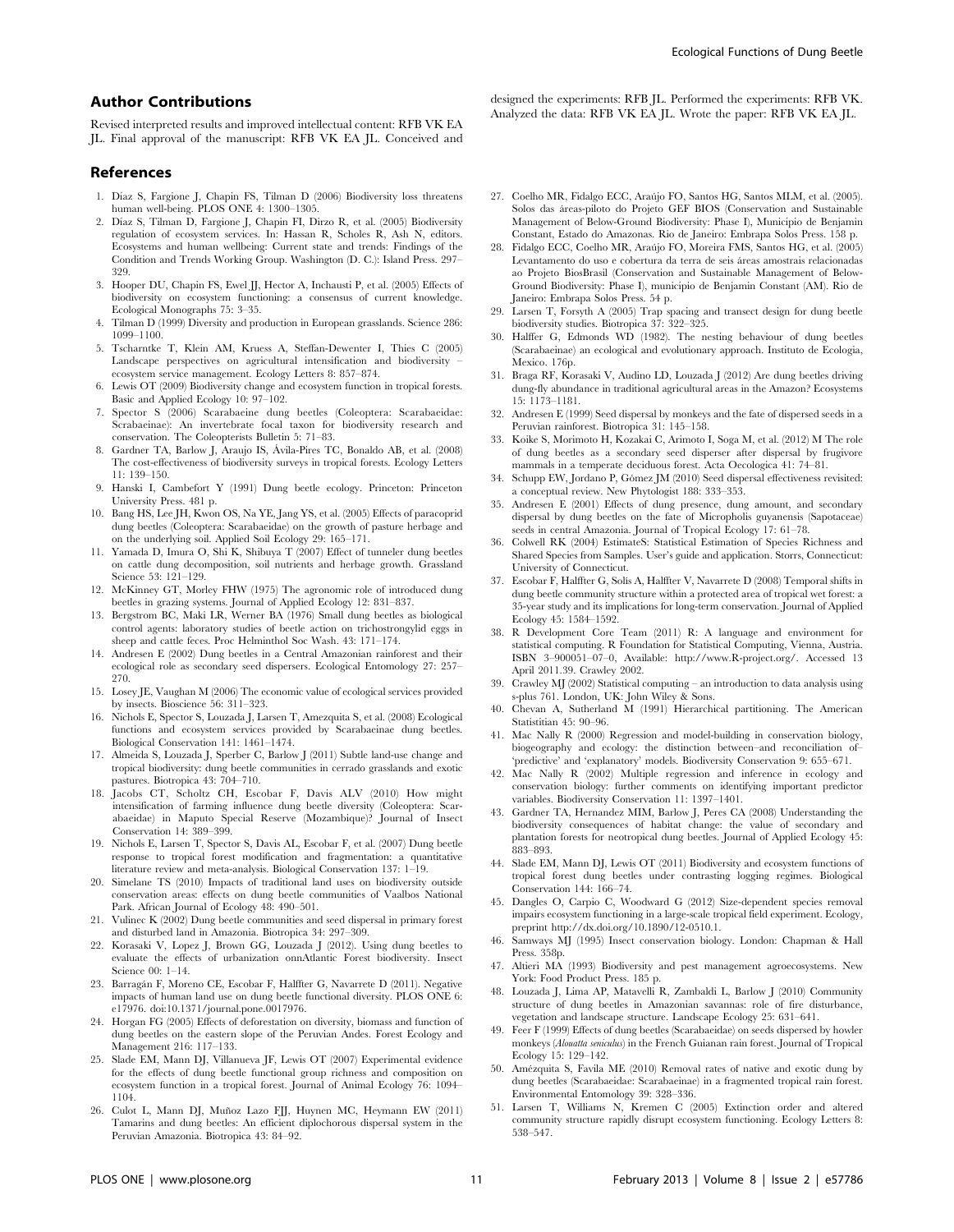## Author Contributions

Revised interpreted results and improved intellectual content: RFB VK EA JL. Final approval of the manuscript: RFB VK EA JL. Conceived and designed the experiments: RFB JL. Performed the experiments: RFB VK. Analyzed the data: RFB VK EA JL. Wrote the paper: RFB VK EA JL.

## References

1. Díaz S, Fargione J, Chapin FS, Tilman D (2006) Biodiversity loss threatens human well-being. PLOS ONE 4: 1300–1305.
2. Díaz S, Tilman D, Fargione J, Chapin FI, Dirzo R, et al. (2005) Biodiversity regulation of ecosystem services. In: Hassan R, Scholes R, Ash N, editors. Ecosystems and human wellbeing: Current state and trends: Findings of the Condition and Trends Working Group. Washington (D. C.): Island Press. 297–329.
3. Hooper DU, Chapin FS, Ewel JJ, Hector A, Inchausti P, et al. (2005) Effects of biodiversity on ecosystem functioning: a consensus of current knowledge. Ecological Monographs 75: 3–35.
4. Tilman D (1999) Diversity and production in European grasslands. Science 286: 1099–1100.
5. Tscharntke T, Klein AM, Kruess A, Steffan-Dewenter I, Thies C (2005) Landscape perspectives on agricultural intensification and biodiversity – ecosystem service management. Ecology Letters 8: 857–874.
6. Lewis OT (2009) Biodiversity change and ecosystem function in tropical forests. Basic and Applied Ecology 10: 97–102.
7. Spector S (2006) Scarabaeine dung beetles (Coleoptera: Scarabaeidae: Scrabaeinae): An invertebrate focal taxon for biodiversity research and conservation. The Coleopterists Bulletin 5: 71–83.
8. Gardner TA, Barlow J, Araujo IS, Ávila-Pires TC, Bonaldo AB, et al. (2008) The cost-effectiveness of biodiversity surveys in tropical forests. Ecology Letters 11: 139–150.
9. Hanski I, Cambefort Y (1991) Dung beetle ecology. Princeton: Princeton University Press. 481 p.
10. Bang HS, Lee JH, Kwon OS, Na YE, Jang YS, et al. (2005) Effects of paracoprid dung beetles (Coleoptera: Scarabaeidae) on the growth of pasture herbage and on the underlying soil. Applied Soil Ecology 29: 165–171.
11. Yamada D, Imura O, Shi K, Shibuya T (2007) Effect of tunneler dung beetles on cattle dung decomposition, soil nutrients and herbage growth. Grassland Science 53: 121–129.
12. McKinney GT, Morley FHW (1975) The agronomic role of introduced dung beetles in grazing systems. Journal of Applied Ecology 12: 831–837.
13. Bergstrom BC, Maki LR, Werner BA (1976) Small dung beetles as biological control agents: laboratory studies of beetle action on trichostrongylid eggs in sheep and cattle feces. Proc Helminthol Soc Wash. 43: 171–174.
14. Andresen E (2002) Dung beetles in a Central Amazonian rainforest and their ecological role as secondary seed dispersers. Ecological Entomology 27: 257–270.
15. Losey JE, Vaughan M (2006) The economic value of ecological services provided by insects. Bioscience 56: 311–323.
16. Nichols E, Spector S, Louzada J, Larsen T, Amezquita S, et al. (2008) Ecological functions and ecosystem services provided by Scarabaeinae dung beetles. Biological Conservation 141: 1461–1474.
17. Almeida S, Louzada J, Sperber C, Barlow J (2011) Subtle land-use change and tropical biodiversity: dung beetle communities in cerrado grasslands and exotic pastures. Biotropica 43: 704–710.
18. Jacobs CT, Scholtz CH, Escobar F, Davis ALV (2010) How might intensification of farming influence dung beetle diversity (Coleoptera: Scarabaeidae) in Maputo Special Reserve (Mozambique)? Journal of Insect Conservation 14: 389–399.
19. Nichols E, Larsen T, Spector S, Davis AL, Escobar F, et al. (2007) Dung beetle response to tropical forest modification and fragmentation: a quantitative literature review and meta-analysis. Biological Conservation 137: 1–19.
20. Simelane TS (2010) Impacts of traditional land uses on biodiversity outside conservation areas: effects on dung beetle communities of Vaalbos National Park. African Journal of Ecology 48: 490–501.
21. Vulinec K (2002) Dung beetle communities and seed dispersal in primary forest and disturbed land in Amazonia. Biotropica 34: 297–309.
22. Korasaki V, Lopez J, Brown GG, Louzada J (2012). Using dung beetles to evaluate the effects of urbanization onnAtlantic Forest biodiversity. Insect Science 00: 1–14.
23. Barragán F, Moreno CE, Escobar F, Halffter G, Navarrete D (2011). Negative impacts of human land use on dung beetle functional diversity. PLOS ONE 6: e17976. doi:10.1371/journal.pone.0017976.
24. Horgan FG (2005) Effects of deforestation on diversity, biomass and function of dung beetles on the eastern slope of the Peruvian Andes. Forest Ecology and Management 216: 117–133.
25. Slade EM, Mann DJ, Villanueva JF, Lewis OT (2007) Experimental evidence for the effects of dung beetle functional group richness and composition on ecosystem function in a tropical forest. Journal of Animal Ecology 76: 1094–1104.
26. Culot L, Mann DJ, Muñoz Lazo FJJ, Huynen MC, Heymann EW (2011) Tamarins and dung beetles: An efficient diplochorous dispersal system in the Peruvian Amazonia. Biotropica 43: 84–92.
27. Coelho MR, Fidalgo ECC, Araújo FO, Santos HG, Santos MLM, et al. (2005). Solos das áreas-piloto do Projeto GEF BIOS (Conservation and Sustainable Management of Below-Ground Biodiversity: Phase I), Município de Benjamin Constant, Estado do Amazonas. Rio de Janeiro: Embrapa Solos Press. 158 p.
28. Fidalgo ECC, Coelho MR, Araújo FO, Moreira FMS, Santos HG, et al. (2005) Levantamento do uso e cobertura da terra de seis áreas amostrais relacionadas ao Projeto BiosBrasil (Conservation and Sustainable Management of Below-Ground Biodiversity: Phase I), município de Benjamin Constant (AM). Rio de Janeiro: Embrapa Solos Press. 54 p.
29. Larsen T, Forsyth A (2005) Trap spacing and transect design for dung beetle biodiversity studies. Biotropica 37: 322–325.
30. Halffer G, Edmonds WD (1982). The nesting behaviour of dung beetles (Scarabaeinae) an ecological and evolutionary approach. Instituto de Ecologia, Mexico. 176p.
31. Braga RF, Korasaki V, Audino LD, Louzada J (2012) Are dung beetles driving dung-fly abundance in traditional agricultural areas in the Amazon? Ecosystems 15: 1173–1181.
32. Andresen E (1999) Seed dispersal by monkeys and the fate of dispersed seeds in a Peruvian rainforest. Biotropica 31: 145–158.
33. Koike S, Morimoto H, Kozakai C, Arimoto I, Soga M, et al. (2012) M The role of dung beetles as a secondary seed disperser after dispersal by frugivore mammals in a temperate deciduous forest. Acta Oecologica 41: 74–81.
34. Schupp EW, Jordano P, Gómez JM (2010) Seed dispersal effectiveness revisited: a conceptual review. New Phytologist 188: 333–353.
35. Andresen E (2001) Effects of dung presence, dung amount, and secondary dispersal by dung beetles on the fate of Micropholis guyanensis (Sapotaceae) seeds in central Amazonia. Journal of Tropical Ecology 17: 61–78.
36. Colwell RK (2004) EstimateS: Statistical Estimation of Species Richness and Shared Species from Samples. User's guide and application. Storrs, Connecticut: University of Connecticut.
37. Escobar F, Halffter G, Solis A, Halffter V, Navarrete D (2008) Temporal shifts in dung beetle community structure within a protected area of tropical wet forest: a 35-year study and its implications for long-term conservation. Journal of Applied Ecology 45: 1584–1592.
38. R Development Core Team (2011) R: A language and environment for statistical computing. R Foundation for Statistical Computing, Vienna, Austria. ISBN 3–900051–07–0, Available: http://www.R-project.org/. Accessed 13 April 2011.39. Crawley 2002.
39. Crawley MJ (2002) Statistical computing – an introduction to data analysis using s-plus 761. London, UK: John Wiley & Sons.
40. Chevan A, Sutherland M (1991) Hierarchical partitioning. The American Statistitian 45: 90–96.
41. Mac Nally R (2000) Regression and model-building in conservation biology, biogeography and ecology: the distinction between–and reconciliation of–'predictive' and 'explanatory' models. Biodiversity Conservation 9: 655–671.
42. Mac Nally R (2002) Multiple regression and inference in ecology and conservation biology: further comments on identifying important predictor variables. Biodiversity Conservation 11: 1397–1401.
43. Gardner TA, Hernandez MIM, Barlow J, Peres CA (2008) Understanding the biodiversity consequences of habitat change: the value of secondary and plantation forests for neotropical dung beetles. Journal of Applied Ecology 45: 883–893.
44. Slade EM, Mann DJ, Lewis OT (2011) Biodiversity and ecosystem functions of tropical forest dung beetles under contrasting logging regimes. Biological Conservation 144: 166–74.
45. Dangles O, Carpio C, Woodward G (2012) Size-dependent species removal impairs ecosystem functioning in a large-scale tropical field experiment. Ecology, preprint http://dx.doi.org/10.1890/12-0510.1.
46. Samways MJ (1995) Insect conservation biology. London: Chapman & Hall Press. 358p.
47. Altieri MA (1993) Biodiversity and pest management agroecosystems. New York: Food Product Press. 185 p.
48. Louzada J, Lima AP, Matavelli R, Zambaldi L, Barlow J (2010) Community structure of dung beetles in Amazonian savannas: role of fire disturbance, vegetation and landscape structure. Landscape Ecology 25: 631–641.
49. Feer F (1999) Effects of dung beetles (Scarabaeidae) on seeds dispersed by howler monkeys (*Alouatta seniculus*) in the French Guianan rain forest. Journal of Tropical Ecology 15: 129–142.
50. Amézquita S, Favila ME (2010) Removal rates of native and exotic dung by dung beetles (Scarabaeidae: Scarabaeinae) in a fragmented tropical rain forest. Environmental Entomology 39: 328–336.
51. Larsen T, Williams N, Kremen C (2005) Extinction order and altered community structure rapidly disrupt ecosystem functioning. Ecology Letters 8: 538–547.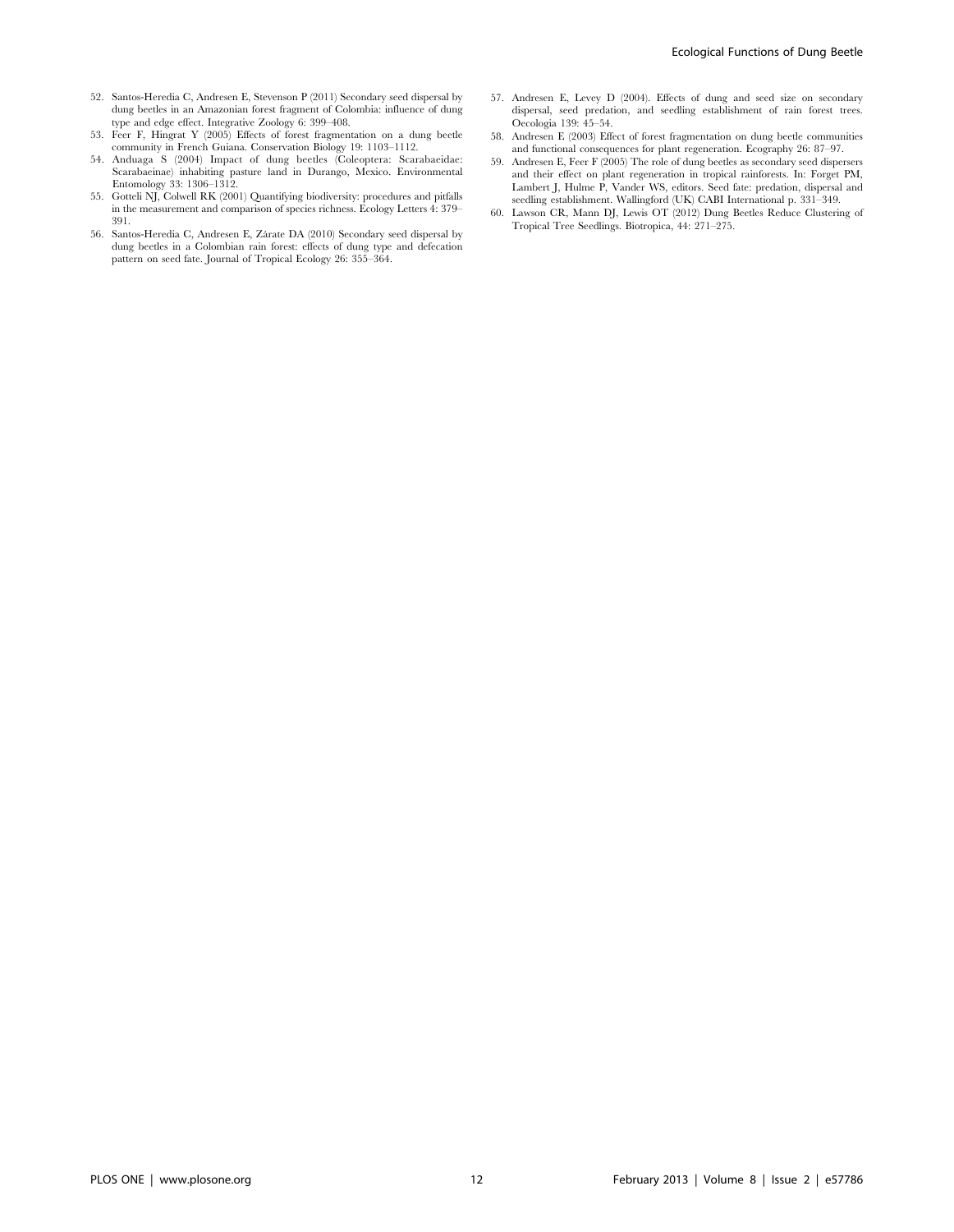52. Santos-Heredia C, Andresen E, Stevenson P (2011) Secondary seed dispersal by dung beetles in an Amazonian forest fragment of Colombia: influence of dung type and edge effect. Integrative Zoology 6: 399–408.
53. Feer F, Hingrat Y (2005) Effects of forest fragmentation on a dung beetle community in French Guiana. Conservation Biology 19: 1103–1112.
54. Anduaga S (2004) Impact of dung beetles (Coleoptera: Scarabaeidae: Scarabaeinae) inhabiting pasture land in Durango, Mexico. Environmental Entomology 33: 1306–1312.
55. Gotteli NJ, Colwell RK (2001) Quantifying biodiversity: procedures and pitfalls in the measurement and comparison of species richness. Ecology Letters 4: 379–391.
56. Santos-Heredia C, Andresen E, Zárate DA (2010) Secondary seed dispersal by dung beetles in a Colombian rain forest: effects of dung type and defecation pattern on seed fate. Journal of Tropical Ecology 26: 355–364.
57. Andresen E, Levey D (2004). Effects of dung and seed size on secondary dispersal, seed predation, and seedling establishment of rain forest trees. Oecologia 139: 45–54.
58. Andresen E (2003) Effect of forest fragmentation on dung beetle communities and functional consequences for plant regeneration. Ecography 26: 87–97.
59. Andresen E, Feer F (2005) The role of dung beetles as secondary seed dispersers and their effect on plant regeneration in tropical rainforests. In: Forget PM, Lambert J, Hulme P, Vander WS, editors. Seed fate: predation, dispersal and seedling establishment. Wallingford (UK) CABI International p. 331–349.
60. Lawson CR, Mann DJ, Lewis OT (2012) Dung Beetles Reduce Clustering of Tropical Tree Seedlings. Biotropica, 44: 271–275.